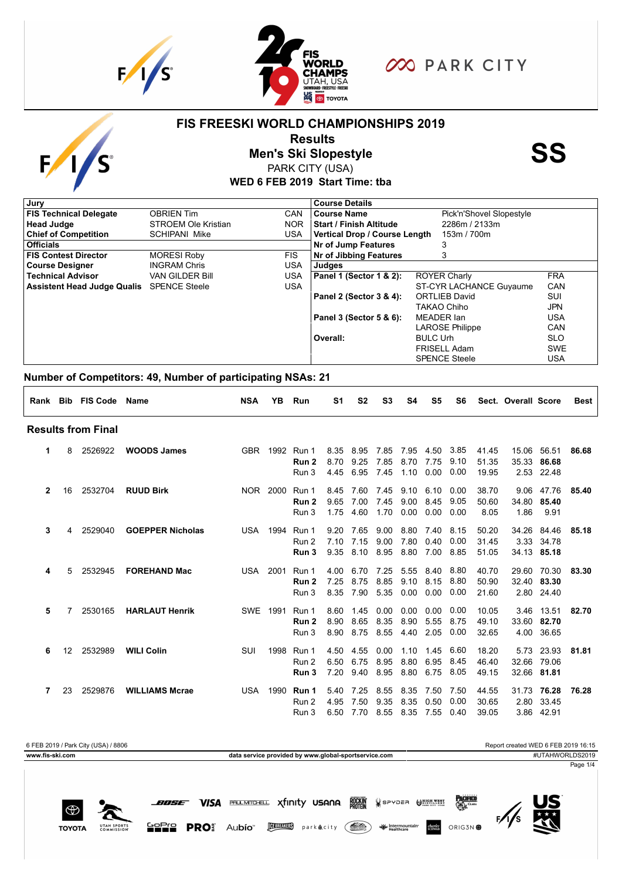# FIS FREESKI WORLD CHAMPIONSHIPS 2019

## Results

## Men's Ski Slopestyle

PARK CITY (USA)

**WED 6 FEB 2019 Start Time: tba**

**SS**

| Jury | | |
|---|---|---|
| **FIS Technical Delegate** | OBRIEN Tim | CAN |
| **Head Judge** | STROEM Ole Kristian | NOR |
| **Chief of Competition** | SCHIPANI Mike | USA |
| **Officials** | | |
| **FIS Contest Director** | MORESI Roby | FIS |
| **Course Designer** | INGRAM Chris | USA |
| **Technical Advisor** | VAN GILDER Bill | USA |
| **Assistent Head Judge Quals** | SPENCE Steele | USA |

| Course Details | | |
|---|---|---|
| **Course Name** | Pick'n'Shovel Slopestyle | |
| **Start / Finish Altitude** | 2286m / 2133m | |
| **Vertical Drop / Course Length** | 153m / 700m | |
| **Nr of Jump Features** | 3 | |
| **Nr of Jibbing Features** | 3 | |
| **Judges** | | |
| **Panel 1 (Sector 1 & 2):** | ROYER Charly | FRA |
| | ST-CYR LACHANCE Guyaume | CAN |
| **Panel 2 (Sector 3 & 4):** | ORTLIEB David | SUI |
| | TAKAO Chiho | JPN |
| **Panel 3 (Sector 5 & 6):** | MEADER Ian | USA |
| | LAROSE Philippe | CAN |
| **Overall:** | BULC Urh | SLO |
| | FRISELL Adam | SWE |
| | SPENCE Steele | USA |

### Number of Competitors: 49, Number of participating NSAs: 21

| Rank | Bib | FIS Code | Name | NSA | YB | Run | S1 | S2 | S3 | S4 | S5 | S6 | Sect. | Overall | Score | Best |
|---|---|---|---|---|---|---|---|---|---|---|---|---|---|---|---|---|
| **Results from Final** | | | | | | | | | | | | | | | | |
| 1 | 8 | 2526922 | **WOODS James** | GBR | 1992 | Run 1 | 8.35 | 8.95 | 7.85 | 7.95 | 4.50 | 3.85 | 41.45 | 15.06 | 56.51 | **86.68** |
| | | | | | | **Run 2** | 8.70 | 9.25 | 7.85 | 8.70 | 7.75 | 9.10 | 51.35 | 35.33 | **86.68** | |
| | | | | | | Run 3 | 4.45 | 6.95 | 7.45 | 1.10 | 0.00 | 0.00 | 19.95 | 2.53 | 22.48 | |
| 2 | 16 | 2532704 | **RUUD Birk** | NOR | 2000 | Run 1 | 8.45 | 7.60 | 7.45 | 9.10 | 6.10 | 0.00 | 38.70 | 9.06 | 47.76 | **85.40** |
| | | | | | | **Run 2** | 9.65 | 7.00 | 7.45 | 9.00 | 8.45 | 9.05 | 50.60 | 34.80 | **85.40** | |
| | | | | | | Run 3 | 1.75 | 4.60 | 1.70 | 0.00 | 0.00 | 0.00 | 8.05 | 1.86 | 9.91 | |
| 3 | 4 | 2529040 | **GOEPPER Nicholas** | USA | 1994 | Run 1 | 9.20 | 7.65 | 9.00 | 8.80 | 7.40 | 8.15 | 50.20 | 34.26 | 84.46 | **85.18** |
| | | | | | | Run 2 | 7.10 | 7.15 | 9.00 | 7.80 | 0.40 | 0.00 | 31.45 | 3.33 | 34.78 | |
| | | | | | | **Run 3** | 9.35 | 8.10 | 8.95 | 8.80 | 7.00 | 8.85 | 51.05 | 34.13 | **85.18** | |
| 4 | 5 | 2532945 | **FOREHAND Mac** | USA | 2001 | Run 1 | 4.00 | 6.70 | 7.25 | 5.55 | 8.40 | 8.80 | 40.70 | 29.60 | 70.30 | **83.30** |
| | | | | | | **Run 2** | 7.25 | 8.75 | 8.85 | 9.10 | 8.15 | 8.80 | 50.90 | 32.40 | **83.30** | |
| | | | | | | Run 3 | 8.35 | 7.90 | 5.35 | 0.00 | 0.00 | 0.00 | 21.60 | 2.80 | 24.40 | |
| 5 | 7 | 2530165 | **HARLAUT Henrik** | SWE | 1991 | Run 1 | 8.60 | 1.45 | 0.00 | 0.00 | 0.00 | 0.00 | 10.05 | 3.46 | 13.51 | **82.70** |
| | | | | | | **Run 2** | 8.90 | 8.65 | 8.35 | 8.90 | 5.55 | 8.75 | 49.10 | 33.60 | **82.70** | |
| | | | | | | Run 3 | 8.90 | 8.75 | 8.55 | 4.40 | 2.05 | 0.00 | 32.65 | 4.00 | 36.65 | |
| 6 | 12 | 2532989 | **WILI Colin** | SUI | 1998 | Run 1 | 4.50 | 4.55 | 0.00 | 1.10 | 1.45 | 6.60 | 18.20 | 5.73 | 23.93 | **81.81** |
| | | | | | | Run 2 | 6.50 | 6.75 | 8.95 | 8.80 | 6.95 | 8.45 | 46.40 | 32.66 | 79.06 | |
| | | | | | | **Run 3** | 7.20 | 9.40 | 8.95 | 8.80 | 6.75 | 8.05 | 49.15 | 32.66 | **81.81** | |
| 7 | 23 | 2529876 | **WILLIAMS Mcrae** | USA | 1990 | **Run 1** | 5.40 | 7.25 | 8.55 | 8.35 | 7.50 | 7.50 | 44.55 | 31.73 | **76.28** | **76.28** |
| | | | | | | Run 2 | 4.95 | 7.50 | 9.35 | 8.35 | 0.50 | 0.00 | 30.65 | 2.80 | 33.45 | |
| | | | | | | Run 3 | 6.50 | 7.70 | 8.55 | 8.35 | 7.55 | 0.40 | 39.05 | 3.86 | 42.91 | |

6 FEB 2019 / Park City (USA) / 8806 — Report created WED 6 FEB 2019 16:15

www.fis-ski.com — data service provided by www.global-sportservice.com — #UTAHWORLDS2019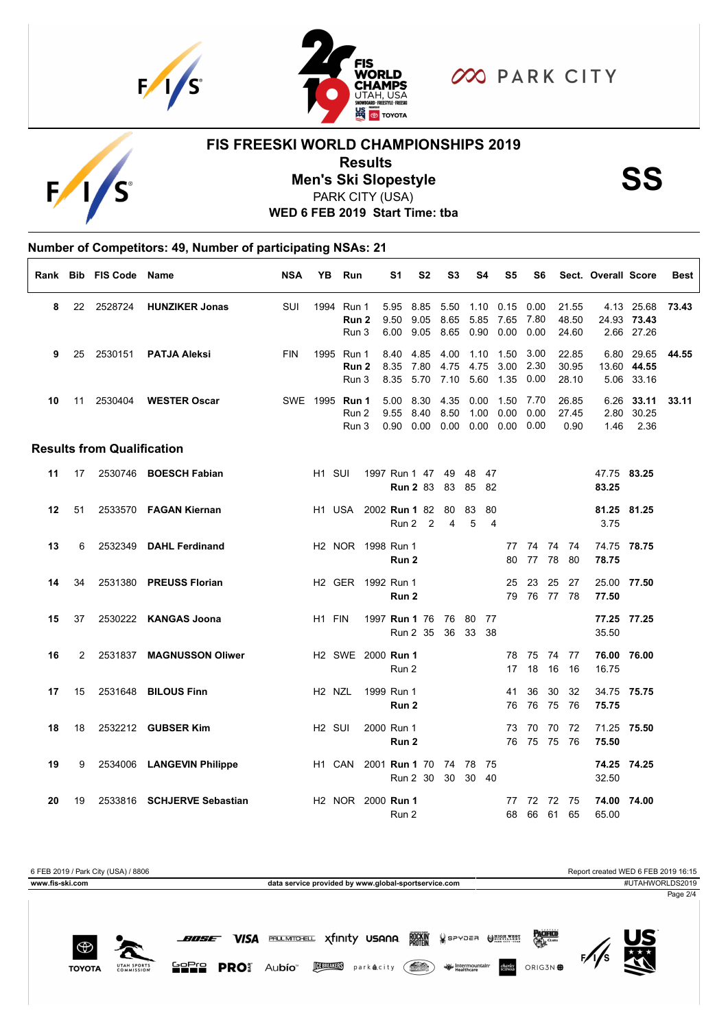# FIS FREESKI WORLD CHAMPIONSHIPS 2019

## Results

## Men's Ski Slopestyle

PARK CITY (USA)

**WED 6 FEB 2019 Start Time: tba**

**SS**

### Number of Competitors: 49, Number of participating NSAs: 21

| Rank | Bib | FIS Code | Name | NSA | YB | Run | S1 | S2 | S3 | S4 | S5 | S6 | Sect. | Overall | Score | Best |
|---|---|---|---|---|---|---|---|---|---|---|---|---|---|---|---|---|
| 8 | 22 | 2528724 | **HUNZIKER Jonas** | SUI | 1994 | Run 1 | 5.95 | 8.85 | 5.50 | 1.10 | 0.15 | 0.00 | 21.55 | 4.13 | 25.68 | **73.43** |
| | | | | | | **Run 2** | 9.50 | 9.05 | 8.65 | 5.85 | 7.65 | 7.80 | 48.50 | 24.93 | **73.43** | |
| | | | | | | Run 3 | 6.00 | 9.05 | 8.65 | 0.90 | 0.00 | 0.00 | 24.60 | 2.66 | 27.26 | |
| 9 | 25 | 2530151 | **PATJA Aleksi** | FIN | 1995 | Run 1 | 8.40 | 4.85 | 4.00 | 1.10 | 1.50 | 3.00 | 22.85 | 6.80 | 29.65 | **44.55** |
| | | | | | | **Run 2** | 8.35 | 7.80 | 4.75 | 4.75 | 3.00 | 2.30 | 30.95 | 13.60 | **44.55** | |
| | | | | | | Run 3 | 8.35 | 5.70 | 7.10 | 5.60 | 1.35 | 0.00 | 28.10 | 5.06 | 33.16 | |
| 10 | 11 | 2530404 | **WESTER Oscar** | SWE | 1995 | **Run 1** | 5.00 | 8.30 | 4.35 | 0.00 | 1.50 | 7.70 | 26.85 | 6.26 | **33.11** | **33.11** |
| | | | | | | Run 2 | 9.55 | 8.40 | 8.50 | 1.00 | 0.00 | 0.00 | 27.45 | 2.80 | 30.25 | |
| | | | | | | Run 3 | 0.90 | 0.00 | 0.00 | 0.00 | 0.00 | 0.00 | 0.90 | 1.46 | 2.36 | |

### Results from Qualification

| Rank | Bib | FIS Code | Name | Heat | NSA | YB | Run | J1 | J2 | J3 | J4 | J5 | J6 | J7 | J8 | Score | Best |
|---|---|---|---|---|---|---|---|---|---|---|---|---|---|---|---|---|---|
| 11 | 17 | 2530746 | **BOESCH Fabian** | H1 | SUI | 1997 | Run 1 | 47 | 49 | 48 | 47 | | | | | 47.75 | **83.25** |
| | | | | | | | **Run 2** | 83 | 83 | 85 | 82 | | | | | **83.25** | |
| 12 | 51 | 2533570 | **FAGAN Kiernan** | H1 | USA | 2002 | **Run 1** | 82 | 80 | 83 | 80 | | | | | **81.25** | **81.25** |
| | | | | | | | Run 2 | 2 | 4 | 5 | 4 | | | | | 3.75 | |
| 13 | 6 | 2532349 | **DAHL Ferdinand** | H2 | NOR | 1998 | Run 1 | | | | | 77 | 74 | 74 | 74 | 74.75 | **78.75** |
| | | | | | | | **Run 2** | | | | | 80 | 77 | 78 | 80 | **78.75** | |
| 14 | 34 | 2531380 | **PREUSS Florian** | H2 | GER | 1992 | Run 1 | | | | | 25 | 23 | 25 | 27 | 25.00 | **77.50** |
| | | | | | | | **Run 2** | | | | | 79 | 76 | 77 | 78 | **77.50** | |
| 15 | 37 | 2530222 | **KANGAS Joona** | H1 | FIN | 1997 | **Run 1** | 76 | 76 | 80 | 77 | | | | | **77.25** | **77.25** |
| | | | | | | | Run 2 | 35 | 36 | 33 | 38 | | | | | 35.50 | |
| 16 | 2 | 2531837 | **MAGNUSSON Oliwer** | H2 | SWE | 2000 | **Run 1** | | | | | 78 | 75 | 74 | 77 | **76.00** | **76.00** |
| | | | | | | | Run 2 | | | | | 17 | 18 | 16 | 16 | 16.75 | |
| 17 | 15 | 2531648 | **BILOUS Finn** | H2 | NZL | 1999 | Run 1 | | | | | 41 | 36 | 30 | 32 | 34.75 | **75.75** |
| | | | | | | | **Run 2** | | | | | 76 | 76 | 75 | 76 | **75.75** | |
| 18 | 18 | 2532212 | **GUBSER Kim** | H2 | SUI | 2000 | Run 1 | | | | | 73 | 70 | 70 | 72 | 71.25 | **75.50** |
| | | | | | | | **Run 2** | | | | | 76 | 75 | 75 | 76 | **75.50** | |
| 19 | 9 | 2534006 | **LANGEVIN Philippe** | H1 | CAN | 2001 | **Run 1** | 70 | 74 | 78 | 75 | | | | | **74.25** | **74.25** |
| | | | | | | | Run 2 | 30 | 30 | 30 | 40 | | | | | 32.50 | |
| 20 | 19 | 2533816 | **SCHJERVE Sebastian** | H2 | NOR | 2000 | **Run 1** | | | | | 77 | 72 | 72 | 75 | **74.00** | **74.00** |
| | | | | | | | Run 2 | | | | | 68 | 66 | 61 | 65 | 65.00 | |

6 FEB 2019 / Park City (USA) / 8806 — Report created WED 6 FEB 2019 16:15

www.fis-ski.com — data service provided by www.global-sportservice.com — #UTAHWORLDS2019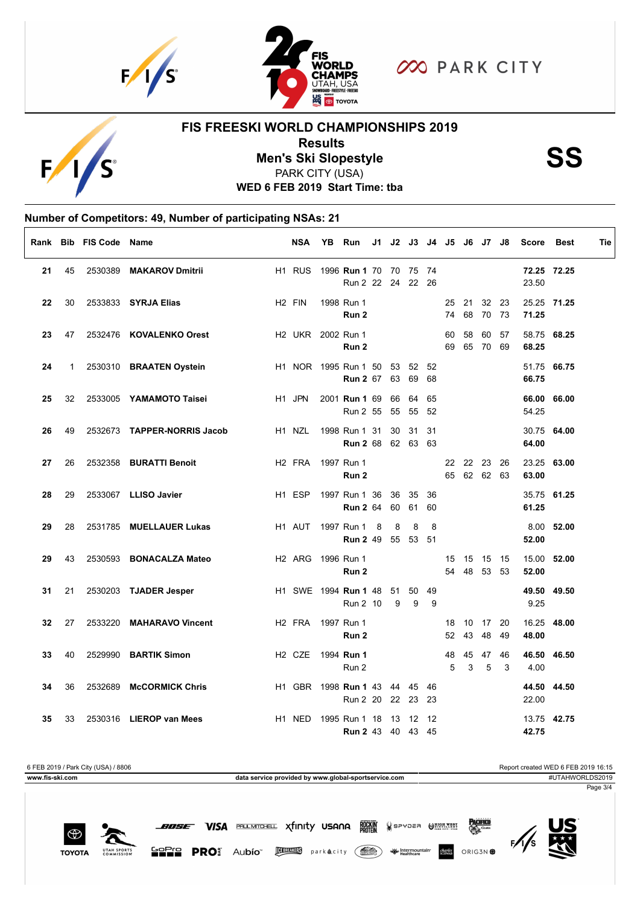# FIS FREESKI WORLD CHAMPIONSHIPS 2019

## Results

## Men's Ski Slopestyle

PARK CITY (USA)

**WED 6 FEB 2019 Start Time: tba**

**SS**

### Number of Competitors: 49, Number of participating NSAs: 21

| Rank | Bib | FIS Code | Name | | NSA | YB | Run | J1 | J2 | J3 | J4 | J5 | J6 | J7 | J8 | Score | Best | Tie |
|---|---|---|---|---|---|---|---|---|---|---|---|---|---|---|---|---|---|---|
| 21 | 45 | 2530389 | **MAKAROV Dmitrii** | H1 | RUS | 1996 | **Run 1** | 70 | 70 | 75 | 74 | | | | | **72.25** | **72.25** | |
| | | | | | | | Run 2 | 22 | 24 | 22 | 26 | | | | | 23.50 | | |
| 22 | 30 | 2533833 | **SYRJA Elias** | H2 | FIN | 1998 | Run 1 | | | | | 25 | 21 | 32 | 23 | 25.25 | **71.25** | |
| | | | | | | | **Run 2** | | | | | 74 | 68 | 70 | 73 | **71.25** | | |
| 23 | 47 | 2532476 | **KOVALENKO Orest** | H2 | UKR | 2002 | Run 1 | | | | | 60 | 58 | 60 | 57 | 58.75 | **68.25** | |
| | | | | | | | **Run 2** | | | | | 69 | 65 | 70 | 69 | **68.25** | | |
| 24 | 1 | 2530310 | **BRAATEN Oystein** | H1 | NOR | 1995 | Run 1 | 50 | 53 | 52 | 52 | | | | | 51.75 | **66.75** | |
| | | | | | | | **Run 2** | 67 | 63 | 69 | 68 | | | | | **66.75** | | |
| 25 | 32 | 2533005 | **YAMAMOTO Taisei** | H1 | JPN | 2001 | **Run 1** | 69 | 66 | 64 | 65 | | | | | **66.00** | **66.00** | |
| | | | | | | | Run 2 | 55 | 55 | 55 | 52 | | | | | 54.25 | | |
| 26 | 49 | 2532673 | **TAPPER-NORRIS Jacob** | H1 | NZL | 1998 | Run 1 | 31 | 30 | 31 | 31 | | | | | 30.75 | **64.00** | |
| | | | | | | | **Run 2** | 68 | 62 | 63 | 63 | | | | | **64.00** | | |
| 27 | 26 | 2532358 | **BURATTI Benoit** | H2 | FRA | 1997 | Run 1 | | | | | 22 | 22 | 23 | 26 | 23.25 | **63.00** | |
| | | | | | | | **Run 2** | | | | | 65 | 62 | 62 | 63 | **63.00** | | |
| 28 | 29 | 2533067 | **LLISO Javier** | H1 | ESP | 1997 | Run 1 | 36 | 36 | 35 | 36 | | | | | 35.75 | **61.25** | |
| | | | | | | | **Run 2** | 64 | 60 | 61 | 60 | | | | | **61.25** | | |
| 29 | 28 | 2531785 | **MUELLAUER Lukas** | H1 | AUT | 1997 | Run 1 | 8 | 8 | 8 | 8 | | | | | 8.00 | **52.00** | |
| | | | | | | | **Run 2** | 49 | 55 | 53 | 51 | | | | | **52.00** | | |
| 29 | 43 | 2530593 | **BONACALZA Mateo** | H2 | ARG | 1996 | Run 1 | | | | | 15 | 15 | 15 | 15 | 15.00 | **52.00** | |
| | | | | | | | **Run 2** | | | | | 54 | 48 | 53 | 53 | **52.00** | | |
| 31 | 21 | 2530203 | **TJADER Jesper** | H1 | SWE | 1994 | **Run 1** | 48 | 51 | 50 | 49 | | | | | **49.50** | **49.50** | |
| | | | | | | | Run 2 | 10 | 9 | 9 | 9 | | | | | 9.25 | | |
| 32 | 27 | 2533220 | **MAHARAVO Vincent** | H2 | FRA | 1997 | Run 1 | | | | | 18 | 10 | 17 | 20 | 16.25 | **48.00** | |
| | | | | | | | **Run 2** | | | | | 52 | 43 | 48 | 49 | **48.00** | | |
| 33 | 40 | 2529990 | **BARTIK Simon** | H2 | CZE | 1994 | **Run 1** | | | | | 48 | 45 | 47 | 46 | **46.50** | **46.50** | |
| | | | | | | | Run 2 | | | | | 5 | 3 | 5 | 3 | 4.00 | | |
| 34 | 36 | 2532689 | **McCORMICK Chris** | H1 | GBR | 1998 | **Run 1** | 43 | 44 | 45 | 46 | | | | | **44.50** | **44.50** | |
| | | | | | | | Run 2 | 20 | 22 | 23 | 23 | | | | | 22.00 | | |
| 35 | 33 | 2530316 | **LIEROP van Mees** | H1 | NED | 1995 | Run 1 | 18 | 13 | 12 | 12 | | | | | 13.75 | **42.75** | |
| | | | | | | | **Run 2** | 43 | 40 | 43 | 45 | | | | | **42.75** | | |

6 FEB 2019 / Park City (USA) / 8806

Report created WED 6 FEB 2019 16:15

www.fis-ski.com

data service provided by www.global-sportservice.com

#UTAHWORLDS2019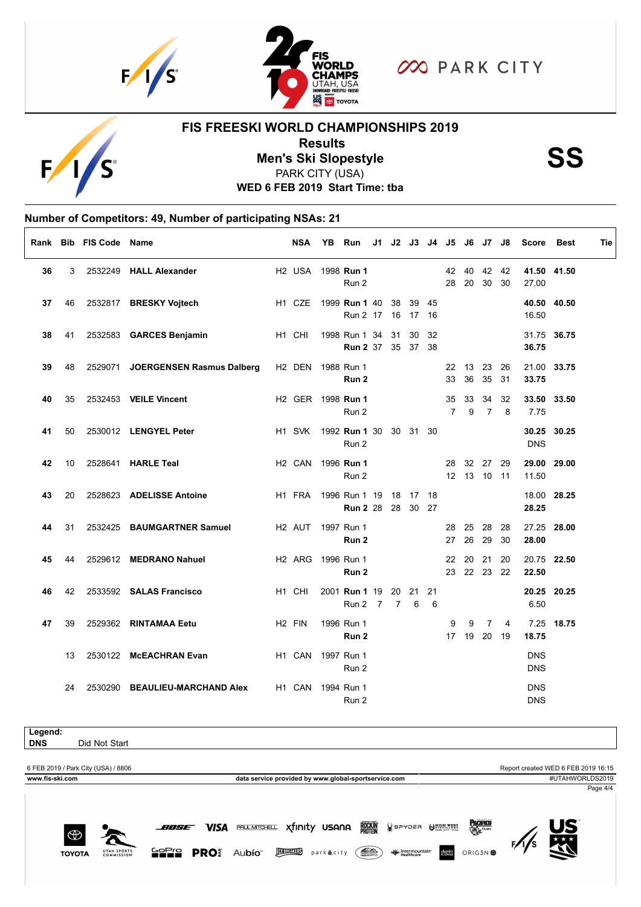# FIS FREESKI WORLD CHAMPIONSHIPS 2019

## Results

## Men's Ski Slopestyle

PARK CITY (USA)

**WED 6 FEB 2019 Start Time: tba**

**SS**

### Number of Competitors: 49, Number of participating NSAs: 21

| Rank | Bib | FIS Code | Name | | NSA | YB | Run | J1 | J2 | J3 | J4 | J5 | J6 | J7 | J8 | Score | Best | Tie |
|---|---|---|---|---|---|---|---|---|---|---|---|---|---|---|---|---|---|---|
| **36** | 3 | 2532249 | **HALL Alexander** | H2 | USA | 1998 | **Run 1** | | | | | 42 | 40 | 42 | 42 | **41.50** | **41.50** | |
| | | | | | | | Run 2 | | | | | 28 | 20 | 30 | 30 | 27.00 | | |
| **37** | 46 | 2532817 | **BRESKY Vojtech** | H1 | CZE | 1999 | **Run 1** | 40 | 38 | 39 | 45 | | | | | **40.50** | **40.50** | |
| | | | | | | | Run 2 | 17 | 16 | 17 | 16 | | | | | 16.50 | | |
| **38** | 41 | 2532583 | **GARCES Benjamin** | H1 | CHI | 1998 | Run 1 | 34 | 31 | 30 | 32 | | | | | 31.75 | **36.75** | |
| | | | | | | | **Run 2** | 37 | 35 | 37 | 38 | | | | | **36.75** | | |
| **39** | 48 | 2529071 | **JOERGENSEN Rasmus Dalberg** | H2 | DEN | 1988 | Run 1 | | | | | 22 | 13 | 23 | 26 | 21.00 | **33.75** | |
| | | | | | | | **Run 2** | | | | | 33 | 36 | 35 | 31 | **33.75** | | |
| **40** | 35 | 2532453 | **VEILE Vincent** | H2 | GER | 1998 | **Run 1** | | | | | 35 | 33 | 34 | 32 | **33.50** | **33.50** | |
| | | | | | | | Run 2 | | | | | 7 | 9 | 7 | 8 | 7.75 | | |
| **41** | 50 | 2530012 | **LENGYEL Peter** | H1 | SVK | 1992 | **Run 1** | 30 | 30 | 31 | 30 | | | | | **30.25** | **30.25** | |
| | | | | | | | Run 2 | | | | | | | | | DNS | | |
| **42** | 10 | 2528641 | **HARLE Teal** | H2 | CAN | 1996 | **Run 1** | | | | | 28 | 32 | 27 | 29 | **29.00** | **29.00** | |
| | | | | | | | Run 2 | | | | | 12 | 13 | 10 | 11 | 11.50 | | |
| **43** | 20 | 2528623 | **ADELISSE Antoine** | H1 | FRA | 1996 | Run 1 | 19 | 18 | 17 | 18 | | | | | 18.00 | **28.25** | |
| | | | | | | | **Run 2** | 28 | 28 | 30 | 27 | | | | | **28.25** | | |
| **44** | 31 | 2532425 | **BAUMGARTNER Samuel** | H2 | AUT | 1997 | Run 1 | | | | | 28 | 25 | 28 | 28 | 27.25 | **28.00** | |
| | | | | | | | **Run 2** | | | | | 27 | 26 | 29 | 30 | **28.00** | | |
| **45** | 44 | 2529612 | **MEDRANO Nahuel** | H2 | ARG | 1996 | Run 1 | | | | | 22 | 20 | 21 | 20 | 20.75 | **22.50** | |
| | | | | | | | **Run 2** | | | | | 23 | 22 | 23 | 22 | **22.50** | | |
| **46** | 42 | 2533592 | **SALAS Francisco** | H1 | CHI | 2001 | **Run 1** | 19 | 20 | 21 | 21 | | | | | **20.25** | **20.25** | |
| | | | | | | | Run 2 | 7 | 7 | 6 | 6 | | | | | 6.50 | | |
| **47** | 39 | 2529362 | **RINTAMAA Eetu** | H2 | FIN | 1996 | Run 1 | | | | | 9 | 9 | 7 | 4 | 7.25 | **18.75** | |
| | | | | | | | **Run 2** | | | | | 17 | 19 | 20 | 19 | **18.75** | | |
| | 13 | 2530122 | **McEACHRAN Evan** | H1 | CAN | 1997 | Run 1 | | | | | | | | | DNS | | |
| | | | | | | | Run 2 | | | | | | | | | DNS | | |
| | 24 | 2530290 | **BEAULIEU-MARCHAND Alex** | H1 | CAN | 1994 | Run 1 | | | | | | | | | DNS | | |
| | | | | | | | Run 2 | | | | | | | | | DNS | | |

**Legend:**

**DNS** Did Not Start

6 FEB 2019 / Park City (USA) / 8806

Report created WED 6 FEB 2019 16:15

www.fis-ski.com

data service provided by www.global-sportservice.com

#UTAHWORLDS2019